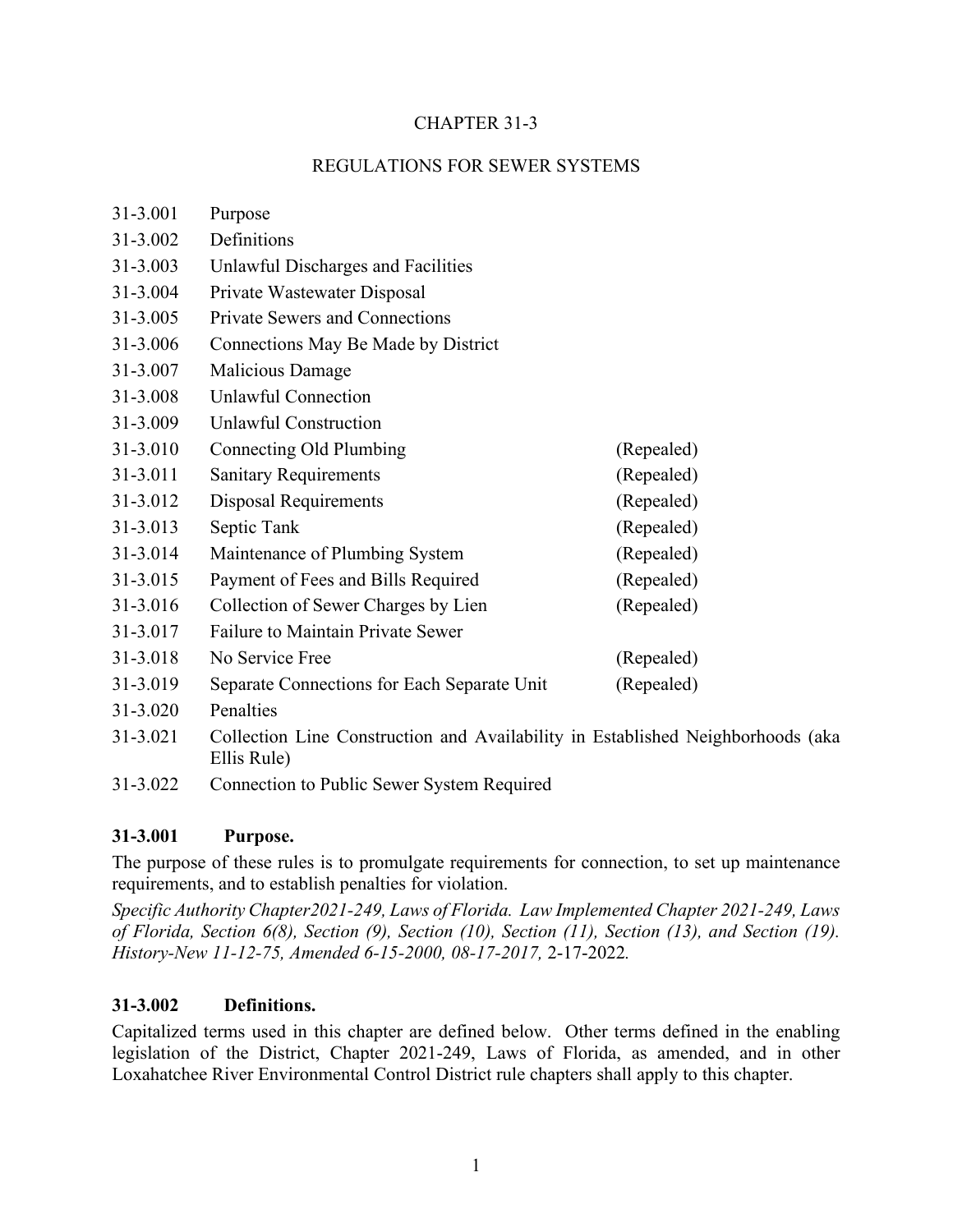# CHAPTER 31-3

## REGULATIONS FOR SEWER SYSTEMS

| | | |
|---|---|---|
| 31-3.001 | Purpose | |
| 31-3.002 | Definitions | |
| 31-3.003 | Unlawful Discharges and Facilities | |
| 31-3.004 | Private Wastewater Disposal | |
| 31-3.005 | Private Sewers and Connections | |
| 31-3.006 | Connections May Be Made by District | |
| 31-3.007 | Malicious Damage | |
| 31-3.008 | Unlawful Connection | |
| 31-3.009 | Unlawful Construction | |
| 31-3.010 | Connecting Old Plumbing | (Repealed) |
| 31-3.011 | Sanitary Requirements | (Repealed) |
| 31-3.012 | Disposal Requirements | (Repealed) |
| 31-3.013 | Septic Tank | (Repealed) |
| 31-3.014 | Maintenance of Plumbing System | (Repealed) |
| 31-3.015 | Payment of Fees and Bills Required | (Repealed) |
| 31-3.016 | Collection of Sewer Charges by Lien | (Repealed) |
| 31-3.017 | Failure to Maintain Private Sewer | |
| 31-3.018 | No Service Free | (Repealed) |
| 31-3.019 | Separate Connections for Each Separate Unit | (Repealed) |
| 31-3.020 | Penalties | |
| 31-3.021 | Collection Line Construction and Availability in Established Neighborhoods (aka Ellis Rule) | |
| 31-3.022 | Connection to Public Sewer System Required | |

### 31-3.001 Purpose.

The purpose of these rules is to promulgate requirements for connection, to set up maintenance requirements, and to establish penalties for violation.

*Specific Authority Chapter2021-249, Laws of Florida. Law Implemented Chapter 2021-249, Laws of Florida, Section 6(8), Section (9), Section (10), Section (11), Section (13), and Section (19). History-New 11-12-75, Amended 6-15-2000, 08-17-2017,* 2-17-2022*.*

### 31-3.002 Definitions.

Capitalized terms used in this chapter are defined below. Other terms defined in the enabling legislation of the District, Chapter 2021-249, Laws of Florida, as amended, and in other Loxahatchee River Environmental Control District rule chapters shall apply to this chapter.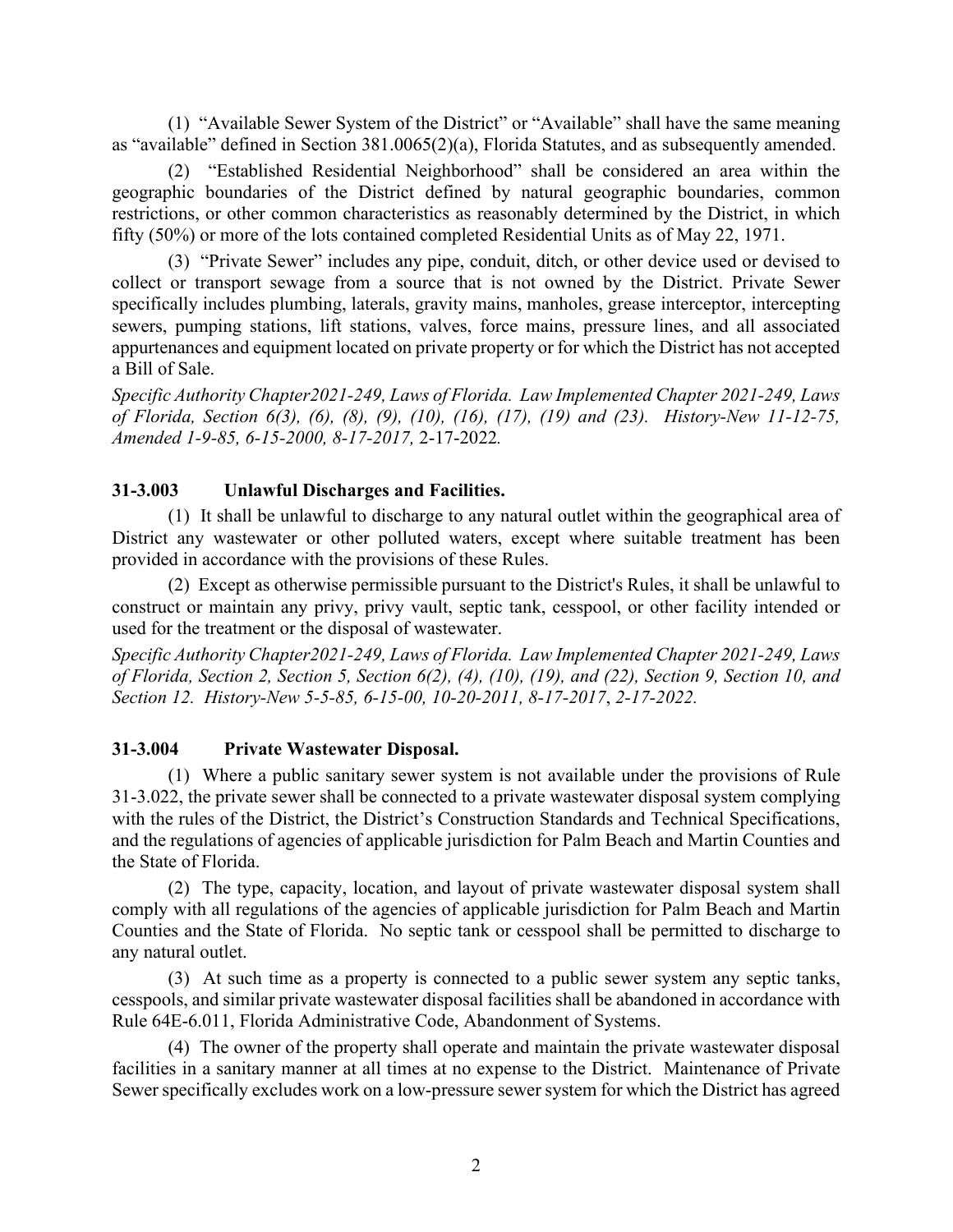(1) "Available Sewer System of the District" or "Available" shall have the same meaning as "available" defined in Section 381.0065(2)(a), Florida Statutes, and as subsequently amended.

(2) "Established Residential Neighborhood" shall be considered an area within the geographic boundaries of the District defined by natural geographic boundaries, common restrictions, or other common characteristics as reasonably determined by the District, in which fifty (50%) or more of the lots contained completed Residential Units as of May 22, 1971.

(3) "Private Sewer" includes any pipe, conduit, ditch, or other device used or devised to collect or transport sewage from a source that is not owned by the District. Private Sewer specifically includes plumbing, laterals, gravity mains, manholes, grease interceptor, intercepting sewers, pumping stations, lift stations, valves, force mains, pressure lines, and all associated appurtenances and equipment located on private property or for which the District has not accepted a Bill of Sale.

*Specific Authority Chapter2021-249, Laws of Florida. Law Implemented Chapter 2021-249, Laws of Florida, Section 6(3), (6), (8), (9), (10), (16), (17), (19) and (23). History-New 11-12-75, Amended 1-9-85, 6-15-2000, 8-17-2017,* 2-17-2022*.*

### 31-3.003 Unlawful Discharges and Facilities.

(1) It shall be unlawful to discharge to any natural outlet within the geographical area of District any wastewater or other polluted waters, except where suitable treatment has been provided in accordance with the provisions of these Rules.

(2) Except as otherwise permissible pursuant to the District's Rules, it shall be unlawful to construct or maintain any privy, privy vault, septic tank, cesspool, or other facility intended or used for the treatment or the disposal of wastewater.

*Specific Authority Chapter2021-249, Laws of Florida. Law Implemented Chapter 2021-249, Laws of Florida, Section 2, Section 5, Section 6(2), (4), (10), (19), and (22), Section 9, Section 10, and Section 12. History-New 5-5-85, 6-15-00, 10-20-2011, 8-17-2017, 2-17-2022.*

### 31-3.004 Private Wastewater Disposal.

(1) Where a public sanitary sewer system is not available under the provisions of Rule 31-3.022, the private sewer shall be connected to a private wastewater disposal system complying with the rules of the District, the District's Construction Standards and Technical Specifications, and the regulations of agencies of applicable jurisdiction for Palm Beach and Martin Counties and the State of Florida.

(2) The type, capacity, location, and layout of private wastewater disposal system shall comply with all regulations of the agencies of applicable jurisdiction for Palm Beach and Martin Counties and the State of Florida. No septic tank or cesspool shall be permitted to discharge to any natural outlet.

(3) At such time as a property is connected to a public sewer system any septic tanks, cesspools, and similar private wastewater disposal facilities shall be abandoned in accordance with Rule 64E-6.011, Florida Administrative Code, Abandonment of Systems.

(4) The owner of the property shall operate and maintain the private wastewater disposal facilities in a sanitary manner at all times at no expense to the District. Maintenance of Private Sewer specifically excludes work on a low-pressure sewer system for which the District has agreed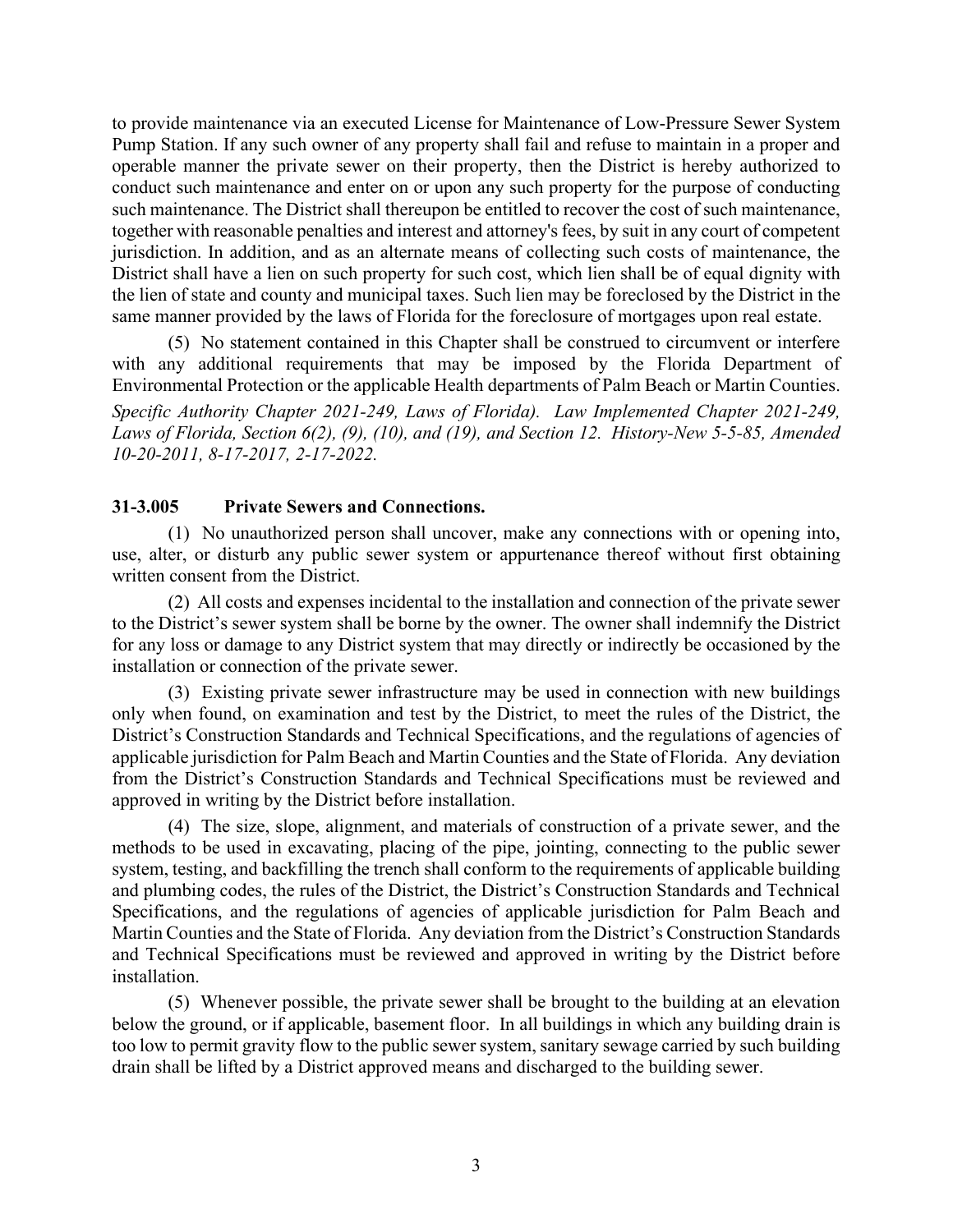to provide maintenance via an executed License for Maintenance of Low-Pressure Sewer System Pump Station. If any such owner of any property shall fail and refuse to maintain in a proper and operable manner the private sewer on their property, then the District is hereby authorized to conduct such maintenance and enter on or upon any such property for the purpose of conducting such maintenance. The District shall thereupon be entitled to recover the cost of such maintenance, together with reasonable penalties and interest and attorney's fees, by suit in any court of competent jurisdiction. In addition, and as an alternate means of collecting such costs of maintenance, the District shall have a lien on such property for such cost, which lien shall be of equal dignity with the lien of state and county and municipal taxes. Such lien may be foreclosed by the District in the same manner provided by the laws of Florida for the foreclosure of mortgages upon real estate.

(5) No statement contained in this Chapter shall be construed to circumvent or interfere with any additional requirements that may be imposed by the Florida Department of Environmental Protection or the applicable Health departments of Palm Beach or Martin Counties.

*Specific Authority Chapter 2021-249, Laws of Florida). Law Implemented Chapter 2021-249, Laws of Florida, Section 6(2), (9), (10), and (19), and Section 12. History-New 5-5-85, Amended 10-20-2011, 8-17-2017, 2-17-2022.*

**31-3.005 Private Sewers and Connections.**

(1) No unauthorized person shall uncover, make any connections with or opening into, use, alter, or disturb any public sewer system or appurtenance thereof without first obtaining written consent from the District.

(2) All costs and expenses incidental to the installation and connection of the private sewer to the District's sewer system shall be borne by the owner. The owner shall indemnify the District for any loss or damage to any District system that may directly or indirectly be occasioned by the installation or connection of the private sewer.

(3) Existing private sewer infrastructure may be used in connection with new buildings only when found, on examination and test by the District, to meet the rules of the District, the District's Construction Standards and Technical Specifications, and the regulations of agencies of applicable jurisdiction for Palm Beach and Martin Counties and the State of Florida. Any deviation from the District's Construction Standards and Technical Specifications must be reviewed and approved in writing by the District before installation.

(4) The size, slope, alignment, and materials of construction of a private sewer, and the methods to be used in excavating, placing of the pipe, jointing, connecting to the public sewer system, testing, and backfilling the trench shall conform to the requirements of applicable building and plumbing codes, the rules of the District, the District's Construction Standards and Technical Specifications, and the regulations of agencies of applicable jurisdiction for Palm Beach and Martin Counties and the State of Florida. Any deviation from the District's Construction Standards and Technical Specifications must be reviewed and approved in writing by the District before installation.

(5) Whenever possible, the private sewer shall be brought to the building at an elevation below the ground, or if applicable, basement floor. In all buildings in which any building drain is too low to permit gravity flow to the public sewer system, sanitary sewage carried by such building drain shall be lifted by a District approved means and discharged to the building sewer.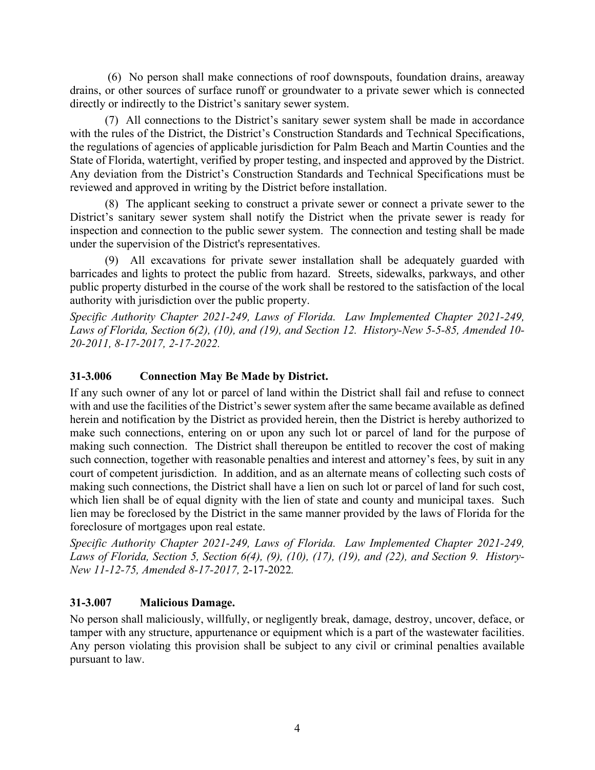(6) No person shall make connections of roof downspouts, foundation drains, areaway drains, or other sources of surface runoff or groundwater to a private sewer which is connected directly or indirectly to the District's sanitary sewer system.

(7) All connections to the District's sanitary sewer system shall be made in accordance with the rules of the District, the District's Construction Standards and Technical Specifications, the regulations of agencies of applicable jurisdiction for Palm Beach and Martin Counties and the State of Florida, watertight, verified by proper testing, and inspected and approved by the District. Any deviation from the District's Construction Standards and Technical Specifications must be reviewed and approved in writing by the District before installation.

(8) The applicant seeking to construct a private sewer or connect a private sewer to the District's sanitary sewer system shall notify the District when the private sewer is ready for inspection and connection to the public sewer system. The connection and testing shall be made under the supervision of the District's representatives.

(9) All excavations for private sewer installation shall be adequately guarded with barricades and lights to protect the public from hazard. Streets, sidewalks, parkways, and other public property disturbed in the course of the work shall be restored to the satisfaction of the local authority with jurisdiction over the public property.

*Specific Authority Chapter 2021-249, Laws of Florida. Law Implemented Chapter 2021-249, Laws of Florida, Section 6(2), (10), and (19), and Section 12. History-New 5-5-85, Amended 10-20-2011, 8-17-2017, 2-17-2022.*

### 31-3.006 Connection May Be Made by District.

If any such owner of any lot or parcel of land within the District shall fail and refuse to connect with and use the facilities of the District's sewer system after the same became available as defined herein and notification by the District as provided herein, then the District is hereby authorized to make such connections, entering on or upon any such lot or parcel of land for the purpose of making such connection. The District shall thereupon be entitled to recover the cost of making such connection, together with reasonable penalties and interest and attorney's fees, by suit in any court of competent jurisdiction. In addition, and as an alternate means of collecting such costs of making such connections, the District shall have a lien on such lot or parcel of land for such cost, which lien shall be of equal dignity with the lien of state and county and municipal taxes. Such lien may be foreclosed by the District in the same manner provided by the laws of Florida for the foreclosure of mortgages upon real estate.

*Specific Authority Chapter 2021-249, Laws of Florida. Law Implemented Chapter 2021-249, Laws of Florida, Section 5, Section 6(4), (9), (10), (17), (19), and (22), and Section 9. History-New 11-12-75, Amended 8-17-2017,* 2-17-2022*.*

### 31-3.007 Malicious Damage.

No person shall maliciously, willfully, or negligently break, damage, destroy, uncover, deface, or tamper with any structure, appurtenance or equipment which is a part of the wastewater facilities. Any person violating this provision shall be subject to any civil or criminal penalties available pursuant to law.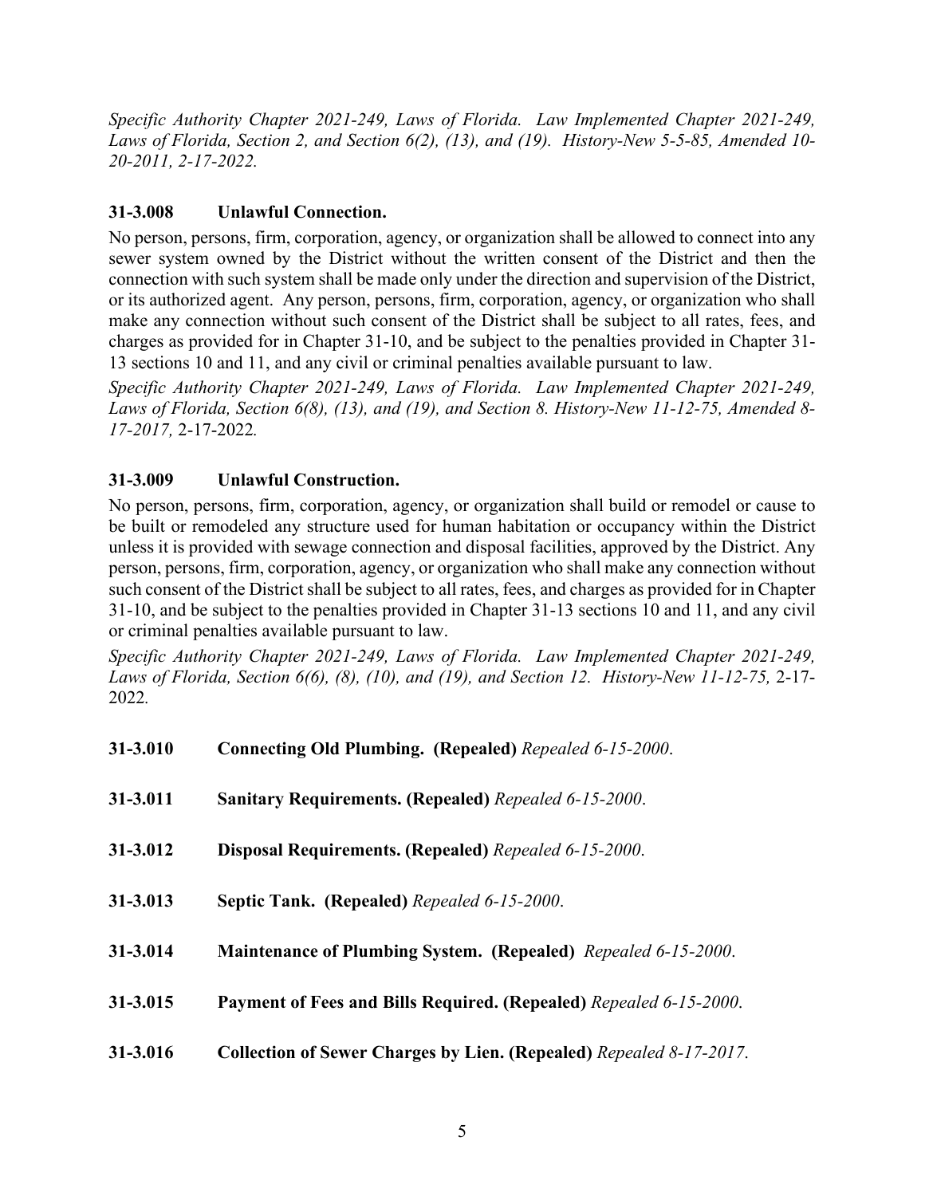*Specific Authority Chapter 2021-249, Laws of Florida. Law Implemented Chapter 2021-249, Laws of Florida, Section 2, and Section 6(2), (13), and (19). History-New 5-5-85, Amended 10-20-2011, 2-17-2022.*

### 31-3.008 Unlawful Connection.

No person, persons, firm, corporation, agency, or organization shall be allowed to connect into any sewer system owned by the District without the written consent of the District and then the connection with such system shall be made only under the direction and supervision of the District, or its authorized agent. Any person, persons, firm, corporation, agency, or organization who shall make any connection without such consent of the District shall be subject to all rates, fees, and charges as provided for in Chapter 31-10, and be subject to the penalties provided in Chapter 31-13 sections 10 and 11, and any civil or criminal penalties available pursuant to law.

*Specific Authority Chapter 2021-249, Laws of Florida. Law Implemented Chapter 2021-249, Laws of Florida, Section 6(8), (13), and (19), and Section 8. History-New 11-12-75, Amended 8-17-2017,* 2-17-2022*.*

### 31-3.009 Unlawful Construction.

No person, persons, firm, corporation, agency, or organization shall build or remodel or cause to be built or remodeled any structure used for human habitation or occupancy within the District unless it is provided with sewage connection and disposal facilities, approved by the District. Any person, persons, firm, corporation, agency, or organization who shall make any connection without such consent of the District shall be subject to all rates, fees, and charges as provided for in Chapter 31-10, and be subject to the penalties provided in Chapter 31-13 sections 10 and 11, and any civil or criminal penalties available pursuant to law.

*Specific Authority Chapter 2021-249, Laws of Florida. Law Implemented Chapter 2021-249, Laws of Florida, Section 6(6), (8), (10), and (19), and Section 12. History-New 11-12-75,* 2-17-2022*.*

**31-3.010 Connecting Old Plumbing. (Repealed)** *Repealed 6-15-2000*.

**31-3.011 Sanitary Requirements. (Repealed)** *Repealed 6-15-2000*.

**31-3.012 Disposal Requirements. (Repealed)** *Repealed 6-15-2000*.

**31-3.013 Septic Tank. (Repealed)** *Repealed 6-15-2000*.

**31-3.014 Maintenance of Plumbing System. (Repealed)** *Repealed 6-15-2000*.

**31-3.015 Payment of Fees and Bills Required. (Repealed)** *Repealed 6-15-2000*.

**31-3.016 Collection of Sewer Charges by Lien. (Repealed)** *Repealed 8-17-2017*.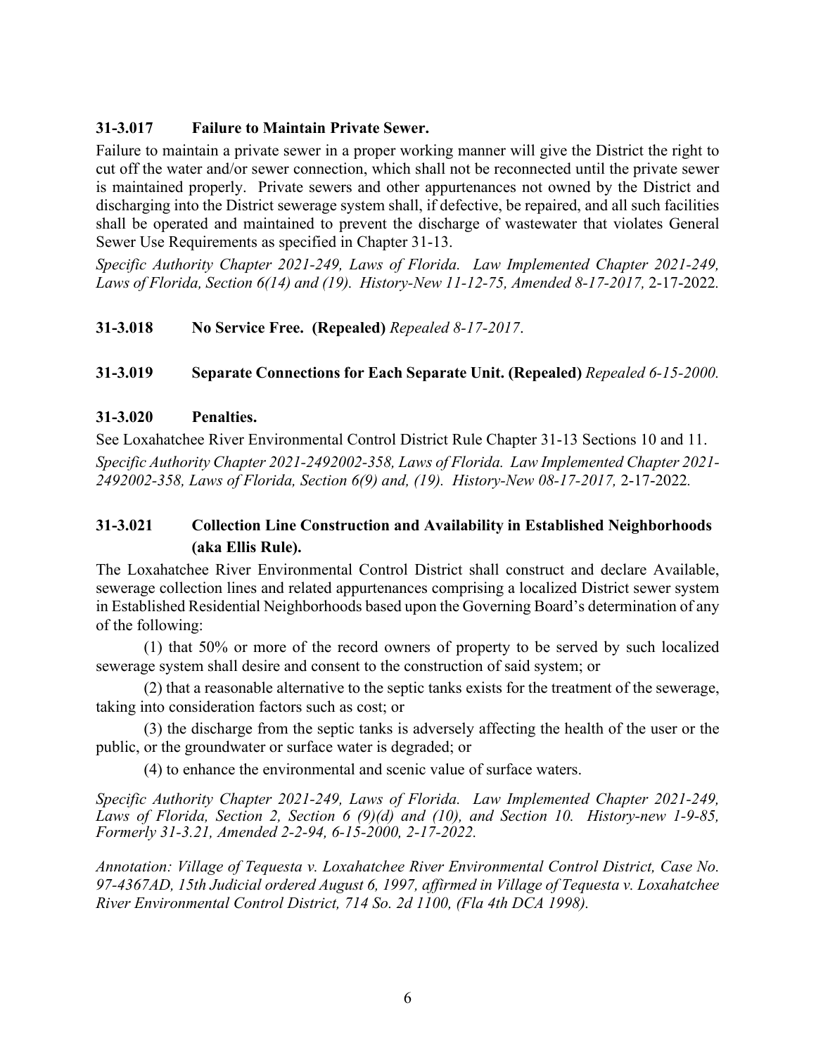**31-3.017 Failure to Maintain Private Sewer.**

Failure to maintain a private sewer in a proper working manner will give the District the right to cut off the water and/or sewer connection, which shall not be reconnected until the private sewer is maintained properly. Private sewers and other appurtenances not owned by the District and discharging into the District sewerage system shall, if defective, be repaired, and all such facilities shall be operated and maintained to prevent the discharge of wastewater that violates General Sewer Use Requirements as specified in Chapter 31-13.

*Specific Authority Chapter 2021-249, Laws of Florida. Law Implemented Chapter 2021-249, Laws of Florida, Section 6(14) and (19). History-New 11-12-75, Amended 8-17-2017,* 2-17-2022*.*

**31-3.018 No Service Free. (Repealed)** *Repealed 8-17-2017*.

**31-3.019 Separate Connections for Each Separate Unit. (Repealed)** *Repealed 6-15-2000.*

**31-3.020 Penalties.**

See Loxahatchee River Environmental Control District Rule Chapter 31-13 Sections 10 and 11.

*Specific Authority Chapter 2021-2492002-358, Laws of Florida. Law Implemented Chapter 2021-2492002-358, Laws of Florida, Section 6(9) and, (19). History-New 08-17-2017,* 2-17-2022*.*

**31-3.021 Collection Line Construction and Availability in Established Neighborhoods (aka Ellis Rule).**

The Loxahatchee River Environmental Control District shall construct and declare Available, sewerage collection lines and related appurtenances comprising a localized District sewer system in Established Residential Neighborhoods based upon the Governing Board's determination of any of the following:

(1) that 50% or more of the record owners of property to be served by such localized sewerage system shall desire and consent to the construction of said system; or

(2) that a reasonable alternative to the septic tanks exists for the treatment of the sewerage, taking into consideration factors such as cost; or

(3) the discharge from the septic tanks is adversely affecting the health of the user or the public, or the groundwater or surface water is degraded; or

(4) to enhance the environmental and scenic value of surface waters.

*Specific Authority Chapter 2021-249, Laws of Florida. Law Implemented Chapter 2021-249, Laws of Florida, Section 2, Section 6 (9)(d) and (10), and Section 10. History-new 1-9-85, Formerly 31-3.21, Amended 2-2-94, 6-15-2000, 2-17-2022.*

*Annotation: Village of Tequesta v. Loxahatchee River Environmental Control District, Case No. 97-4367AD, 15th Judicial ordered August 6, 1997, affirmed in Village of Tequesta v. Loxahatchee River Environmental Control District, 714 So. 2d 1100, (Fla 4th DCA 1998).*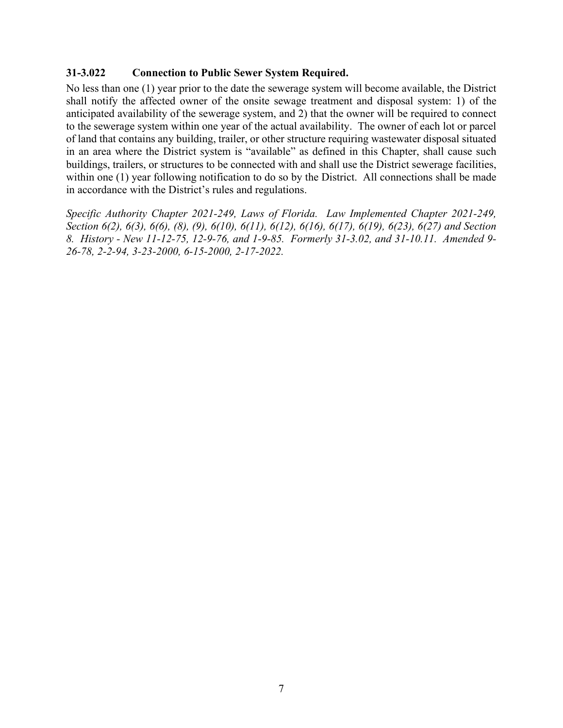### 31-3.022 Connection to Public Sewer System Required.

No less than one (1) year prior to the date the sewerage system will become available, the District shall notify the affected owner of the onsite sewage treatment and disposal system: 1) of the anticipated availability of the sewerage system, and 2) that the owner will be required to connect to the sewerage system within one year of the actual availability. The owner of each lot or parcel of land that contains any building, trailer, or other structure requiring wastewater disposal situated in an area where the District system is "available" as defined in this Chapter, shall cause such buildings, trailers, or structures to be connected with and shall use the District sewerage facilities, within one (1) year following notification to do so by the District. All connections shall be made in accordance with the District's rules and regulations.

*Specific Authority Chapter 2021-249, Laws of Florida. Law Implemented Chapter 2021-249, Section 6(2), 6(3), 6(6), (8), (9), 6(10), 6(11), 6(12), 6(16), 6(17), 6(19), 6(23), 6(27) and Section 8. History - New 11-12-75, 12-9-76, and 1-9-85. Formerly 31-3.02, and 31-10.11. Amended 9-26-78, 2-2-94, 3-23-2000, 6-15-2000, 2-17-2022.*